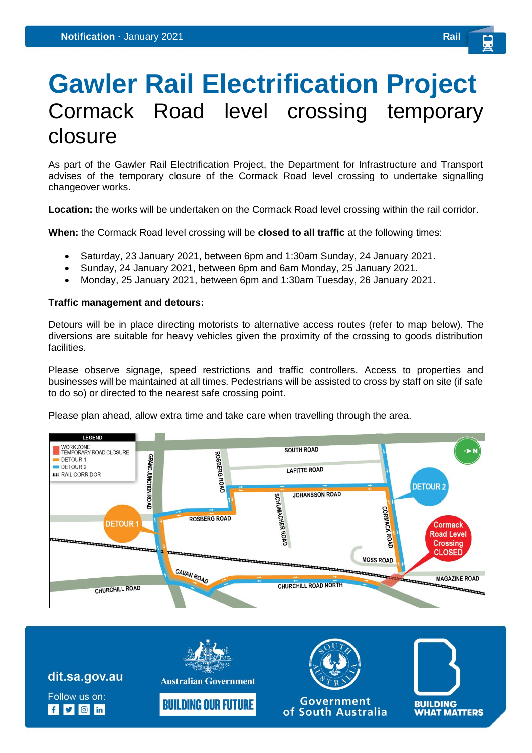# Gawler Rail Electrification Project

## Cormack Road level crossing temporary closure

As part of the Gawler Rail Electrification Project, the Department for Infrastructure and Transport advises of the temporary closure of the Cormack Road level crossing to undertake signalling changeover works.

**Location:** the works will be undertaken on the Cormack Road level crossing within the rail corridor.

**When:** the Cormack Road level crossing will be **closed to all traffic** at the following times:

- Saturday, 23 January 2021, between 6pm and 1:30am Sunday, 24 January 2021.
- Sunday, 24 January 2021, between 6pm and 6am Monday, 25 January 2021.
- Monday, 25 January 2021, between 6pm and 1:30am Tuesday, 26 January 2021.

**Traffic management and detours:**

Detours will be in place directing motorists to alternative access routes (refer to map below). The diversions are suitable for heavy vehicles given the proximity of the crossing to goods distribution facilities.

Please observe signage, speed restrictions and traffic controllers. Access to properties and businesses will be maintained at all times. Pedestrians will be assisted to cross by staff on site (if safe to do so) or directed to the nearest safe crossing point.

Please plan ahead, allow extra time and take care when travelling through the area.

dit.sa.gov.au

Follow us on: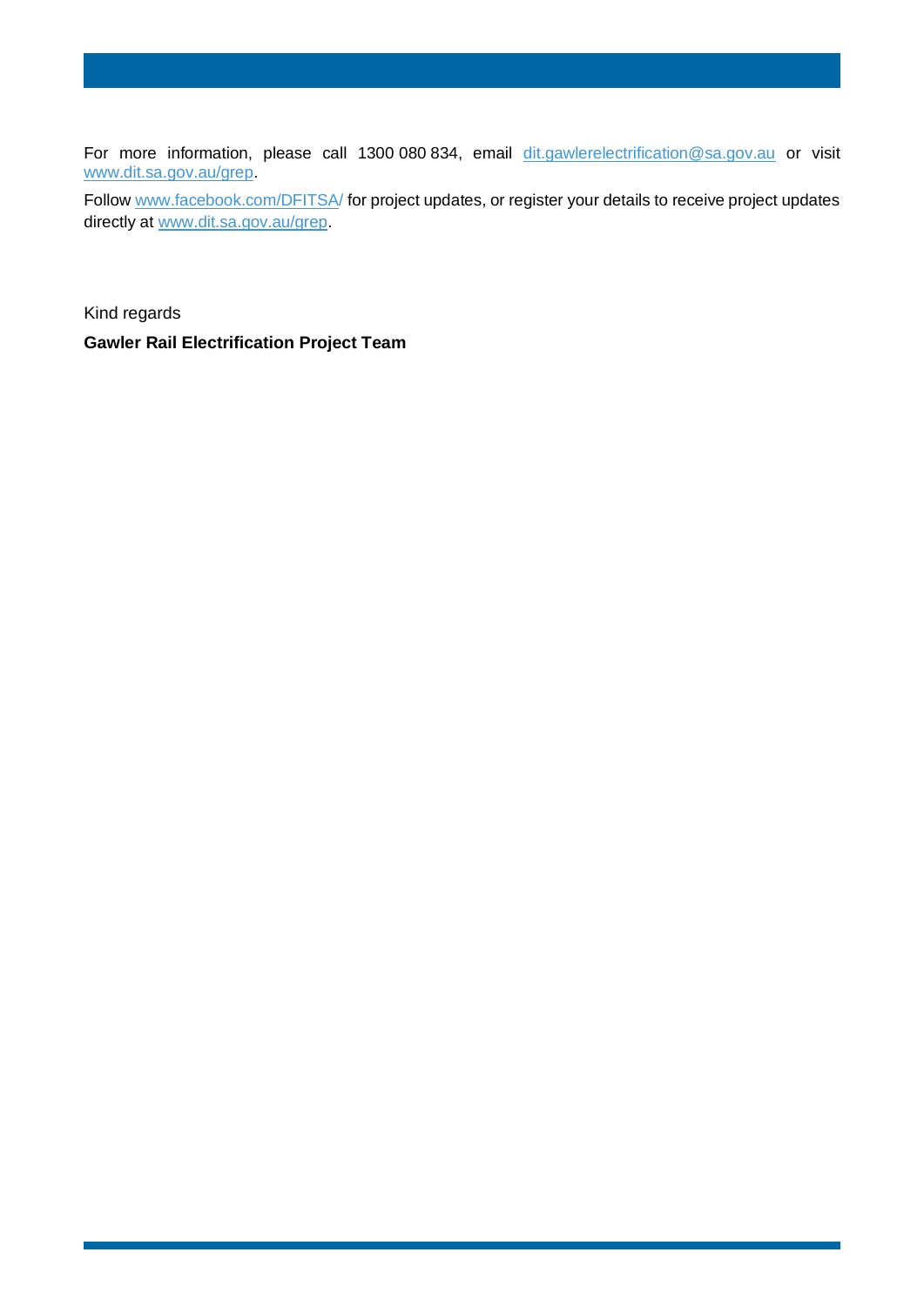For more information, please call 1300 080 834, email dit.gawlerelectrification@sa.gov.au or visit www.dit.sa.gov.au/grep.

Follow www.facebook.com/DFITSA/ for project updates, or register your details to receive project updates directly at www.dit.sa.gov.au/grep.

Kind regards

**Gawler Rail Electrification Project Team**